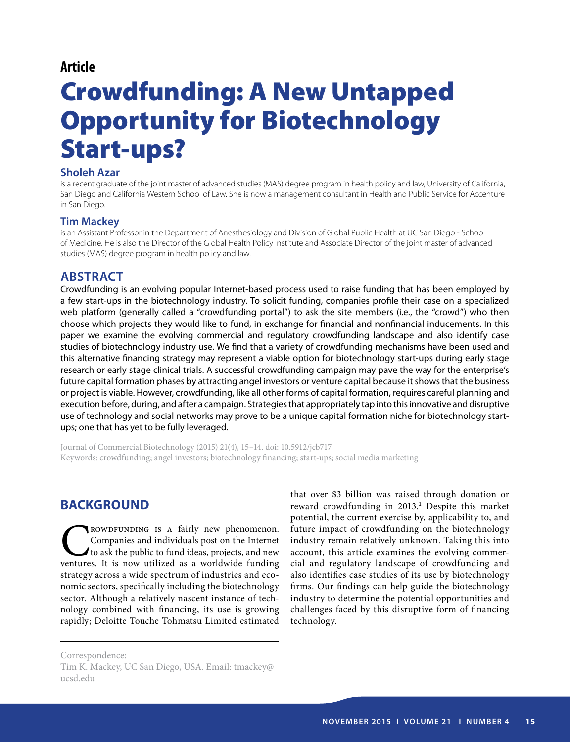**Article**

# Crowdfunding: A New Untapped Opportunity for Biotechnology Start-ups?

### Sholeh Azar

is a recent graduate of the joint master of advanced studies (MAS) degree program in health policy and law, University of California, San Diego and California Western School of Law. She is now a management consultant in Health and Public Service for Accenture in San Diego.

### Tim Mackey

is an Assistant Professor in the Department of Anesthesiology and Division of Global Public Health at UC San Diego - School of Medicine. He is also the Director of the Global Health Policy Institute and Associate Director of the joint master of advanced studies (MAS) degree program in health policy and law.

## ABSTRACT

Crowdfunding is an evolving popular Internet-based process used to raise funding that has been employed by a few start-ups in the biotechnology industry. To solicit funding, companies profile their case on a specialized web platform (generally called a "crowdfunding portal") to ask the site members (i.e., the "crowd") who then choose which projects they would like to fund, in exchange for financial and nonfinancial inducements. In this paper we examine the evolving commercial and regulatory crowdfunding landscape and also identify case studies of biotechnology industry use. We find that a variety of crowdfunding mechanisms have been used and this alternative financing strategy may represent a viable option for biotechnology start-ups during early stage research or early stage clinical trials. A successful crowdfunding campaign may pave the way for the enterprise's future capital formation phases by attracting angel investors or venture capital because it shows that the business or project is viable. However, crowdfunding, like all other forms of capital formation, requires careful planning and execution before, during, and after a campaign. Strategies that appropriately tap into this innovative and disruptive use of technology and social networks may prove to be a unique capital formation niche for biotechnology start-ups; one that has yet to be fully leveraged.

Journal of Commercial Biotechnology (2015) 21(4), 15–14. doi: 10.5912/jcb717
Keywords: crowdfunding; angel investors; biotechnology financing; start-ups; social media marketing

## BACKGROUND

Crowdfunding is a fairly new phenomenon. Companies and individuals post on the Internet to ask the public to fund ideas, projects, and new ventures. It is now utilized as a worldwide funding strategy across a wide spectrum of industries and economic sectors, specifically including the biotechnology sector. Although a relatively nascent instance of technology combined with financing, its use is growing rapidly; Deloitte Touche Tohmatsu Limited estimated that over \$3 billion was raised through donation or reward crowdfunding in 2013.[1] Despite this market potential, the current exercise by, applicability to, and future impact of crowdfunding on the biotechnology industry remain relatively unknown. Taking this into account, this article examines the evolving commercial and regulatory landscape of crowdfunding and also identifies case studies of its use by biotechnology firms. Our findings can help guide the biotechnology industry to determine the potential opportunities and challenges faced by this disruptive form of financing technology.

Correspondence:
Tim K. Mackey, UC San Diego, USA. Email: tmackey@ucsd.edu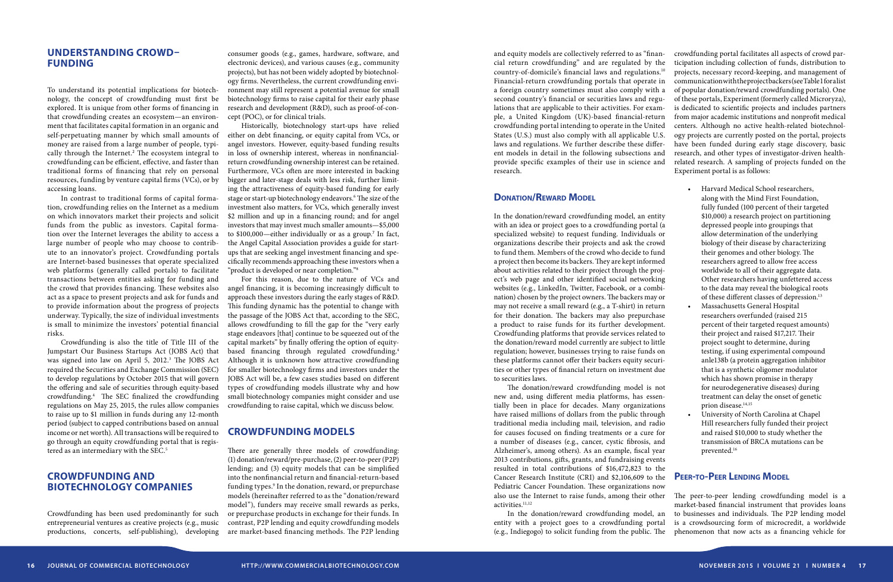## UNDERSTANDING CROWD-FUNDING

To understand its potential implications for biotechnology, the concept of crowdfunding must first be explored. It is unique from other forms of financing in that crowdfunding creates an ecosystem—an environment that facilitates capital formation in an organic and self-perpetuating manner by which small amounts of money are raised from a large number of people, typically through the Internet.[2] The ecosystem integral to crowdfunding can be efficient, effective, and faster than traditional forms of financing that rely on personal resources, funding by venture capital firms (VCs), or by accessing loans.

In contrast to traditional forms of capital formation, crowdfunding relies on the Internet as a medium on which innovators market their projects and solicit funds from the public as investors. Capital formation over the Internet leverages the ability to access a large number of people who may choose to contribute to an innovator's project. Crowdfunding portals are Internet-based businesses that operate specialized web platforms (generally called portals) to facilitate transactions between entities asking for funding and the crowd that provides financing. These websites also act as a space to present projects and ask for funds and to provide information about the progress of projects underway. Typically, the size of individual investments is small to minimize the investors' potential financial risks.

Crowdfunding is also the title of Title III of the Jumpstart Our Business Startups Act (JOBS Act) that was signed into law on April 5, 2012.[3] The JOBS Act required the Securities and Exchange Commission (SEC) to develop regulations by October 2015 that will govern the offering and sale of securities through equity-based crowdfunding.[4] The SEC finalized the crowdfunding regulations on May 25, 2015, the rules allow companies to raise up to $1 million in funds during any 12-month period (subject to capped contributions based on annual income or net worth). All transactions will be required to go through an equity crowdfunding portal that is registered as an intermediary with the SEC.[5]

## CROWDFUNDING AND BIOTECHNOLOGY COMPANIES

Crowdfunding has been used predominantly for such entrepreneurial ventures as creative projects (e.g., music productions, concerts, self-publishing), developing consumer goods (e.g., games, hardware, software, and electronic devices), and various causes (e.g., community projects), but has not been widely adopted by biotechnology firms. Nevertheless, the current crowdfunding environment may still represent a potential avenue for small biotechnology firms to raise capital for their early phase research and development (R&D), such as proof-of-concept (POC), or for clinical trials.

Historically, biotechnology start-ups have relied either on debt financing, or equity capital from VCs, or angel investors. However, equity-based funding results in loss of ownership interest, whereas in nonfinancial-return crowdfunding ownership interest can be retained. Furthermore, VCs often are more interested in backing bigger and later-stage deals with less risk, further limiting the attractiveness of equity-based funding for early stage or start-up biotechnology endeavors.[6] The size of the investment also matters, for VCs, which generally invest $2 million and up in a financing round; and for angel investors that may invest much smaller amounts—$5,000 to $100,000—either individually or as a group.[7] In fact, the Angel Capital Association provides a guide for start-ups that are seeking angel investment financing and specifically recommends approaching these investors when a "product is developed or near completion."[8]

For this reason, due to the nature of VCs and angel financing, it is becoming increasingly difficult to approach these investors during the early stages of R&D. This funding dynamic has the potential to change with the passage of the JOBS Act that, according to the SEC, allows crowdfunding to fill the gap for the "very early stage endeavors [that] continue to be squeezed out of the capital markets" by finally offering the option of equity-based financing through regulated crowdfunding.[4] Although it is unknown how attractive crowdfunding for smaller biotechnology firms and investors under the JOBS Act will be, a few cases studies based on different types of crowdfunding models illustrate why and how small biotechnology companies might consider and use crowdfunding to raise capital, which we discuss below.

## CROWDFUNDING MODELS

There are generally three models of crowdfunding: (1) donation/reward/pre-purchase, (2) peer-to-peer (P2P) lending; and (3) equity models that can be simplified into the nonfinancial return and financial-return-based funding types.[9] In the donation, reward, or prepurchase models (hereinafter referred to as the "donation/reward model"), funders may receive small rewards as perks, or prepurchase products in exchange for their funds. In contrast, P2P lending and equity crowdfunding models are market-based financing methods. The P2P lending and equity models are collectively referred to as "financial return crowdfunding" and are regulated by the country-of-domicile's financial laws and regulations.[10] Financial-return crowdfunding portals that operate in a foreign country sometimes must also comply with a second country's financial or securities laws and regulations that are applicable to their activities. For example, a United Kingdom (UK)-based financial-return crowdfunding portal intending to operate in the United States (U.S.) must also comply with all applicable U.S. laws and regulations. We further describe these different models in detail in the following subsections and provide specific examples of their use in science and research.

### Donation/Reward Model

In the donation/reward crowdfunding model, an entity with an idea or project goes to a crowdfunding portal (a specialized website) to request funding. Individuals or organizations describe their projects and ask the crowd to fund them. Members of the crowd who decide to fund a project then become its backers. They are kept informed about activities related to their project through the project's web page and other identified social networking websites (e.g., LinkedIn, Twitter, Facebook, or a combination) chosen by the project owners. The backers may or may not receive a small reward (e.g., a T-shirt) in return for their donation. The backers may also prepurchase a product to raise funds for its further development. Crowdfunding platforms that provide services related to the donation/reward model currently are subject to little regulation; however, businesses trying to raise funds on these platforms cannot offer their backers equity securities or other types of financial return on investment due to securities laws.

The donation/reward crowdfunding model is not new and, using different media platforms, has essentially been in place for decades. Many organizations have raised millions of dollars from the public through traditional media including mail, television, and radio for causes focused on finding treatments or a cure for a number of diseases (e.g., cancer, cystic fibrosis, and Alzheimer's, among others). As an example, fiscal year 2013 contributions, gifts, grants, and fundraising events resulted in total contributions of $16,472,823 to the Cancer Research Institute (CRI) and $2,106,609 to the Pediatric Cancer Foundation. These organizations now also use the Internet to raise funds, among their other activities.[11,12]

In the donation/reward crowdfunding model, an entity with a project goes to a crowdfunding portal (e.g., Indiegogo) to solicit funding from the public. The crowdfunding portal facilitates all aspects of crowd participation including collection of funds, distribution to projects, necessary record-keeping, and management of communication with the project backers (see Table 1 for a list of popular donation/reward crowdfunding portals). One of these portals, Experiment (formerly called Microryza), is dedicated to scientific projects and includes partners from major academic institutions and nonprofit medical centers. Although no active health-related biotechnology projects are currently posted on the portal, projects have been funded during early stage discovery, basic research, and other types of investigator-driven health-related research. A sampling of projects funded on the Experiment portal is as follows:

- Harvard Medical School researchers, along with the Mind First Foundation, fully funded (100 percent of their targeted $10,000) a research project on partitioning depressed people into groupings that allow determination of the underlying biology of their disease by characterizing their genomes and other biology. The researchers agreed to allow free access worldwide to all of their aggregate data. Other researchers having unfettered access to the data may reveal the biological roots of these different classes of depression.[13]
- Massachusetts General Hospital researchers overfunded (raised 215 percent of their targeted request amounts) their project and raised $17,217. Their project sought to determine, during testing, if using experimental compound anle138b (a protein aggregation inhibitor that is a synthetic oligomer modulator which has shown promise in therapy for neurodegenerative diseases) during treatment can delay the onset of genetic prion disease.[14,15]
- University of North Carolina at Chapel Hill researchers fully funded their project and raised $10,000 to study whether the transmission of BRCA mutations can be prevented.[16]

### Peer-to-Peer Lending Model

The peer-to-peer lending crowdfunding model is a market-based financial instrument that provides loans to businesses and individuals. The P2P lending model is a crowdsourcing form of microcredit, a worldwide phenomenon that now acts as a financing vehicle for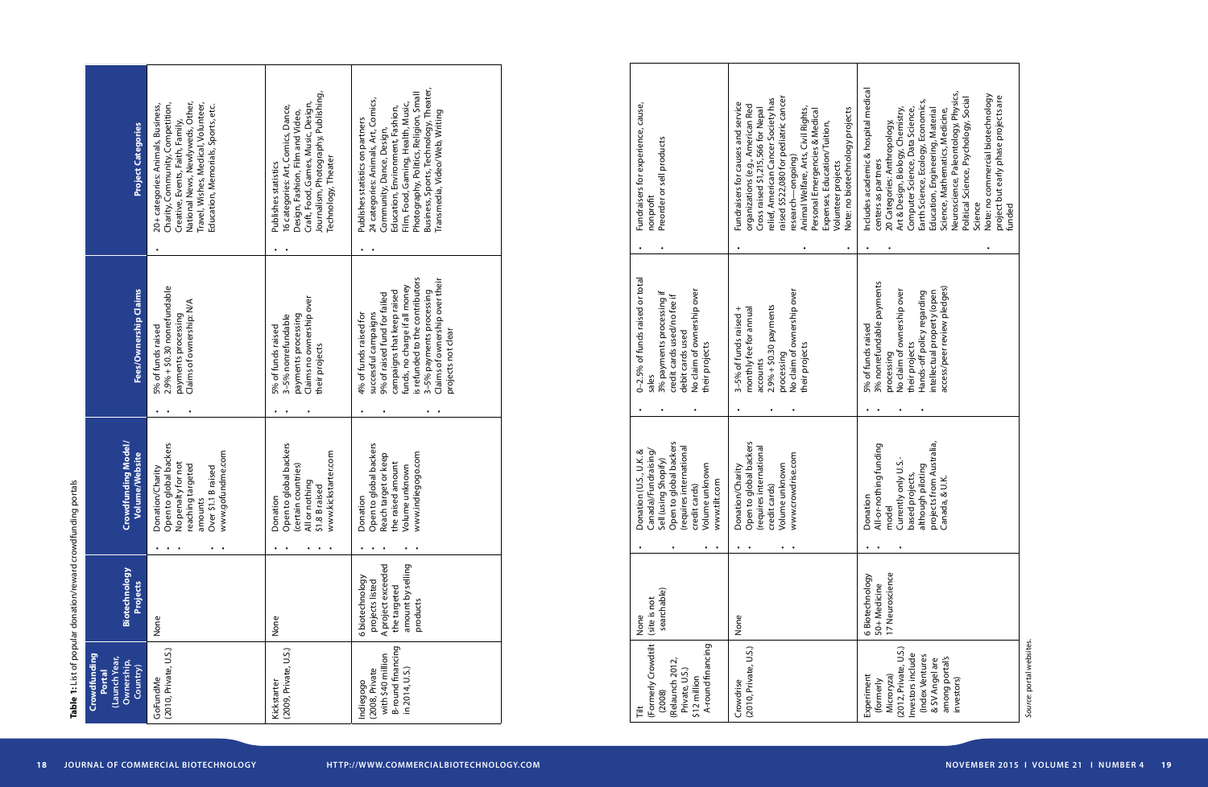**Table 1:** List of popular donation/reward crowdfunding portals

| Crowdfunding Portal (Launch Year, Ownership, Country) | Biotechnology Projects | Crowdfunding Model/ Volume/Website | Fees/Ownership Claims | Project Categories |
|---|---|---|---|---|
| GoFundMe (2010, Private, U.S.) | None | • Donation/Charity<br>• Open to global backers<br>• No penalty for not reaching targeted amounts<br>• Over $1.1 B raised<br>• www.gofundme.com | • 5% of funds raised<br>• 2.9% + $0.30 nonrefundable payments processing<br>• Claims of ownership: N/A | • 20+ categories: Animals, Business, Charity, Community, Competition, Creative, Events, Faith, Family, National News, Newlyweds, Other, Travel, Wishes, Medical, Volunteer, Education, Memorials, Sports, etc. |
| Kickstarter (2009, Private, U.S.) | None | • Donation<br>• Open to global backers (certain countries)<br>• All or nothing<br>• $1.8 B raised<br>• www.kickstarter.com | • 5% of funds raised<br>• 3–5% nonrefundable payments processing<br>• Claims no ownership over their projects | • Publishes statistics<br>• 16 categories: Art, Comics, Dance, Design, Fashion, Film and Video, Craft, Food, Games, Music, Design, Journalism, Photography, Publishing, Technology, Theater |
| Indiegogo (2008, Private with $40 million B-round financing in 2014, U.S.) | 6 biotechnology projects listed<br>A project exceeded the targeted amount by selling products | • Donation<br>• Open to global backers<br>• Reach target or keep the raised amount<br>• Volume unknown<br>• www.indiegogo.com | • 4% of funds raised for successful campaigns<br>• 9% of raised fund for failed campaigns that keep raised funds; no charge if all money is refunded to the contributors<br>• 3–5% payments processing<br>• Claims of ownership over their projects not clear | • Publishes statistics on partners<br>• 24 categories: Animals, Art, Comics, Community, Dance, Design, Education, Environment, Fashion, Film, Food, Gaming, Health, Music, Photography, Politics, Religion, Small Business, Sports, Technology, Theater, Transmedia, Video/Web, Writing |
| Tilt (Formerly Crowdtilt (2008) (Relaunch 2012, Private, U.S.) $12 million A-round financing | None (site is not searchable) | • Donation (U.S., U.K. & Canada)/Fundraising/ Sell (using Shopify)<br>• Open to global backers (requires international credit cards)<br>• Volume unknown<br>• www.tilt.com | • 0–2.5% of funds raised or total sales<br>• 3% payments processing if credit cards used/no fee if debit cards used<br>• No claim of ownership over their projects | • Fundraisers for experience, cause, nonprofit<br>• Preorder or sell products |
| Crowdrise (2010, Private, U.S.) | None | • Donation/Charity<br>• Open to global backers (requires international credit cards)<br>• Volume unknown<br>• www.crowdrise.com | • 3–5% of funds raised + monthly fee for annual accounts<br>• 2.9% + $0.30 payments processing<br>• No claim of ownership over their projects | • Fundraisers for causes and service organizations (e.g., American Red Cross raised $1,215,566 for Nepal relief, American Cancer Society has raised $522,080 for pediatric cancer research—ongoing)<br>• Animal Welfare, Arts, Civil Rights, Personal Emergencies & Medical Expenses, Education/Tuition, Volunteer projects<br>• Note: no biotechnology projects |
| Experiment (formerly Microryza) (2012, Private, U.S.) Investors include (Index Ventures & SV Angel are among portal's investors) | 6 Biotechnology<br>50+ Medicine<br>17 Neuroscience | • Donation<br>• All-or-nothing funding model<br>• Currently only U.S.-based projects, although piloting projects from Australia, Canada, & U.K. | • 5% of funds raised<br>• 3% nonrefundable payments processing<br>• No claim of ownership over their projects<br>• Hands-off policy regarding intellectual property (open access/peer review pledges) | • Includes academic & hospital medical centers as partners<br>• 20 Categories: Anthropology, Art & Design, Biology, Chemistry, Computer Science, Data Science, Earth Science, Ecology, Economics, Education, Engineering, Material Science, Mathematics, Medicine, Neuroscience, Paleontology, Physics, Political Science, Psychology, Social Science<br>• Note: no commercial biotechnology project but early phase projects are funded |

*Source:* portal websites.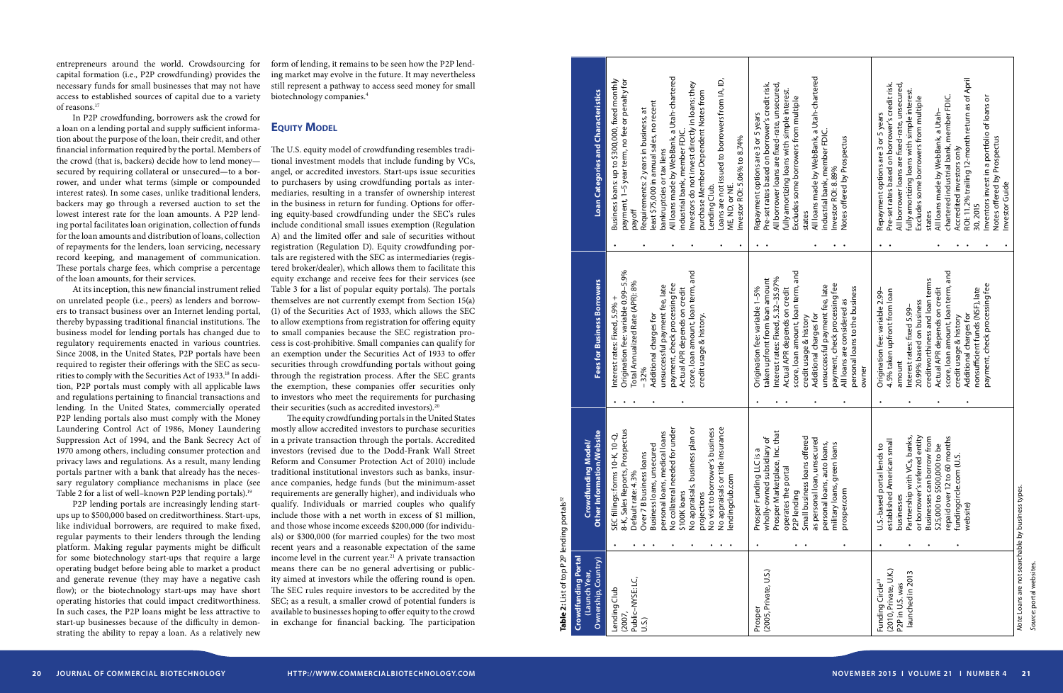entrepreneurs around the world. Crowdsourcing for capital formation (i.e., P2P crowdfunding) provides the necessary funds for small businesses that may not have access to established sources of capital due to a variety of reasons.[17]

In P2P crowdfunding, borrowers ask the crowd for a loan on a lending portal and supply sufficient information about the purpose of the loan, their credit, and other financial information required by the portal. Members of the crowd (that is, backers) decide how to lend money—secured by requiring collateral or unsecured—to a borrower, and under what terms (simple or compounded interest rates). In some cases, unlike traditional lenders, backers may go through a reversed auction to set the lowest interest rate for the loan amounts. A P2P lending portal facilitates loan origination, collection of funds for the loan amounts and distribution of loans, collection of repayments for the lenders, loan servicing, necessary record keeping, and management of communication. These portals charge fees, which comprise a percentage of the loan amounts, for their services.

At its inception, this new financial instrument relied on unrelated people (i.e., peers) as lenders and borrowers to transact business over an Internet lending portal, thereby bypassing traditional financial institutions. The business model for lending portals has changed due to regulatory requirements enacted in various countries. Since 2008, in the United States, P2P portals have been required to register their offerings with the SEC as securities to comply with the Securities Act of 1933.[18] In addition, P2P portals must comply with all applicable laws and regulations pertaining to financial transactions and lending. In the United States, commercially operated P2P lending portals also must comply with the Money Laundering Control Act of 1986, Money Laundering Suppression Act of 1994, and the Bank Secrecy Act of 1970 among others, including consumer protection and privacy laws and regulations. As a result, many lending portals partner with a bank that already has the necessary regulatory compliance mechanisms in place (see Table 2 for a list of well–known P2P lending portals).[19]

P2P lending portals are increasingly lending startups up to $500,000 based on creditworthiness. Start-ups, like individual borrowers, are required to make fixed, regular payments to their lenders through the lending platform. Making regular payments might be difficult for some biotechnology start-ups that require a large operating budget before being able to market a product and generate revenue (they may have a negative cash flow); or the biotechnology start-ups may have short operating histories that could impact creditworthiness. In such cases, the P2P loans might be less attractive to start-up businesses because of the difficulty in demonstrating the ability to repay a loan. As a relatively new form of lending, it remains to be seen how the P2P lending market may evolve in the future. It may nevertheless still represent a pathway to access seed money for small biotechnology companies.[4]

## Equity Model

The U.S. equity model of crowdfunding resembles traditional investment models that include funding by VCs, angel, or accredited investors. Start-ups issue securities to purchasers by using crowdfunding portals as intermediaries, resulting in a transfer of ownership interest in the business in return for funding. Options for offering equity-based crowdfunding under the SEC's rules include conditional small issues exemption (Regulation A) and the limited offer and sale of securities without registration (Regulation D). Equity crowdfunding portals are registered with the SEC as intermediaries (registered broker/dealer), which allows them to facilitate this equity exchange and receive fees for their services (see Table 3 for a list of popular equity portals). The portals themselves are not currently exempt from Section 15(a) (1) of the Securities Act of 1933, which allows the SEC to allow exemptions from registration for offering equity to small companies because the SEC registration process is cost-prohibitive. Small companies can qualify for an exemption under the Securities Act of 1933 to offer securities through crowdfunding portals without going through the registration process. After the SEC grants the exemption, these companies offer securities only to investors who meet the requirements for purchasing their securities (such as accredited investors).[20]

The equity crowdfunding portals in the United States mostly allow accredited investors to purchase securities in a private transaction through the portals. Accredited investors (revised due to the Dodd-Frank Wall Street Reform and Consumer Protection Act of 2010) include traditional institutional investors such as banks, insurance companies, hedge funds (but the minimum-asset requirements are generally higher), and individuals who qualify. Individuals or married couples who qualify include those with a net worth in excess of $1 million, and those whose income exceeds $200,000 (for individuals) or $300,000 (for married couples) for the two most recent years and a reasonable expectation of the same income level in the current year.[21] A private transaction means there can be no general advertising or publicity aimed at investors while the offering round is open. The SEC rules require investors to be accredited by the SEC; as a result, a smaller crowd of potential funders is available to businesses hoping to offer equity to the crowd in exchange for financial backing. The participation

**Table 2:** List of top P2P lending portals[32]

| Crowdfunding Portal (Launch Year, Ownership, Country) | Crowdfunding Model/ Other Information/Website | Fees for Business Borrowers | Loan Categories and Characteristics |
|---|---|---|---|
| Lending Club (2007, Public–NYSE: LC, U.S.) | • SEC filings: forms 10-K, 10-Q, 8-K, Sales Reports, Prospectus<br>• Default rate: 4.3%<br>• Over 7 B business loans<br>• Business loans, unsecured personal loans, medical loans<br>• No collateral needed for under $100K loans<br>• No appraisals, business plan or projections<br>• No visit to borrower's business<br>• No appraisals or title insurance<br>• lendingclub.com | • Interest rates: Fixed, 5.9% + <br>• Origination fee: variable 0.99–5.9%<br>• Total Annualized Rate (APR): 8% –32%<br>• Additional charges for unsuccessful payment fee, late payment, check processing fee<br>• Actual APR depends on credit score, loan amount, loan term, and credit usage & history. | • Business loans: up to $300,000, fixed monthly payment, 1–5 year term, no fee or penalty for payoff<br>• Requirements: 2 years in business, at least $75,000 in annual sales, no recent bankruptcies or tax liens<br>• All loans made by WebBank, a Utah-chartered industrial bank, member FDIC.<br>• Investors do not invest directly in loans: they purchase Member Dependent Notes from Lending Club.<br>• Loans are not issued to borrowers from IA, ID, ME, ND, or NE.<br>• Investor ROI: 5.06% to 8.74% |
| Prosper (2005, Private, U.S.) | • Prosper Funding LLC is a wholly-owned subsidiary of Prosper Marketplace, Inc. that operates the portal<br>• P2P lending<br>• Small business loans offered as personal loan, unsecured personal loans, auto loans, military loans, green loans<br>• prosper.com | • Origination fee: variable 1–5% taken upfront from loan amount<br>• Interest rates: Fixed, 5.32–35.97%<br>• Actual APR depends on credit score, loan amount, loan term, and credit usage & history<br>• Additional charges for unsuccessful payment fee, late payment, check processing fee<br>• All loans are considered as personal loans to the business owner | • Repayment options are 3 or 5 years<br>• Pre-set rates based on borrower's credit risk.<br>• All borrower loans are fixed-rate, unsecured, fully amortizing loans with simple interest.<br>• Excludes some borrowers from multiple states<br>• All loans made by WebBank, a Utah-chartered industrial bank, member FDIC.<br>• Investor ROI: 8.89%<br>• Notes offered by Prospectus |
| Funding Circle[33] (2010, Private, U.K.) P2P in U.S. was launched in 2013 | • U.S.-based portal lends to established American small businesses<br>• Partnership with VCs, banks, or borrower's referred entity<br>• Businesses can borrow from $25,000 to $500,000 to be repaid over 12 to 60 months<br>• fundingcircle.com (U.S. website) | • Origination fee: variable 2.99–4.5% taken upfront from loan amount<br>• Interest rates: fixed 5.99–20.99% based on business creditworthiness and loan terms<br>• Actual APR depends on credit score, loan amount, loan term, and credit usage & history<br>• Additional charges for nonsufficient funds (NSF), late payment, check processing fee | • Repayment options are 3 or 5 years<br>• Pre-set rates based on borrower's credit risk.<br>• All borrower loans are fixed-rate, unsecured, fully amortizing loans with simple interest.<br>• Excludes some borrowers from multiple states<br>• All loans made by WebBank, a Utah–chartered industrial bank, member FDIC.<br>• Accredited investors only<br>• ROI: 11.2% trailing 12-month return as of April 30, 2015<br>• Inventors invest in a portfolio of loans or Notes offered by Prospectus<br>• Investor Guide |

*Note:* Loans are not searchable by business types.

*Source:* portal websites.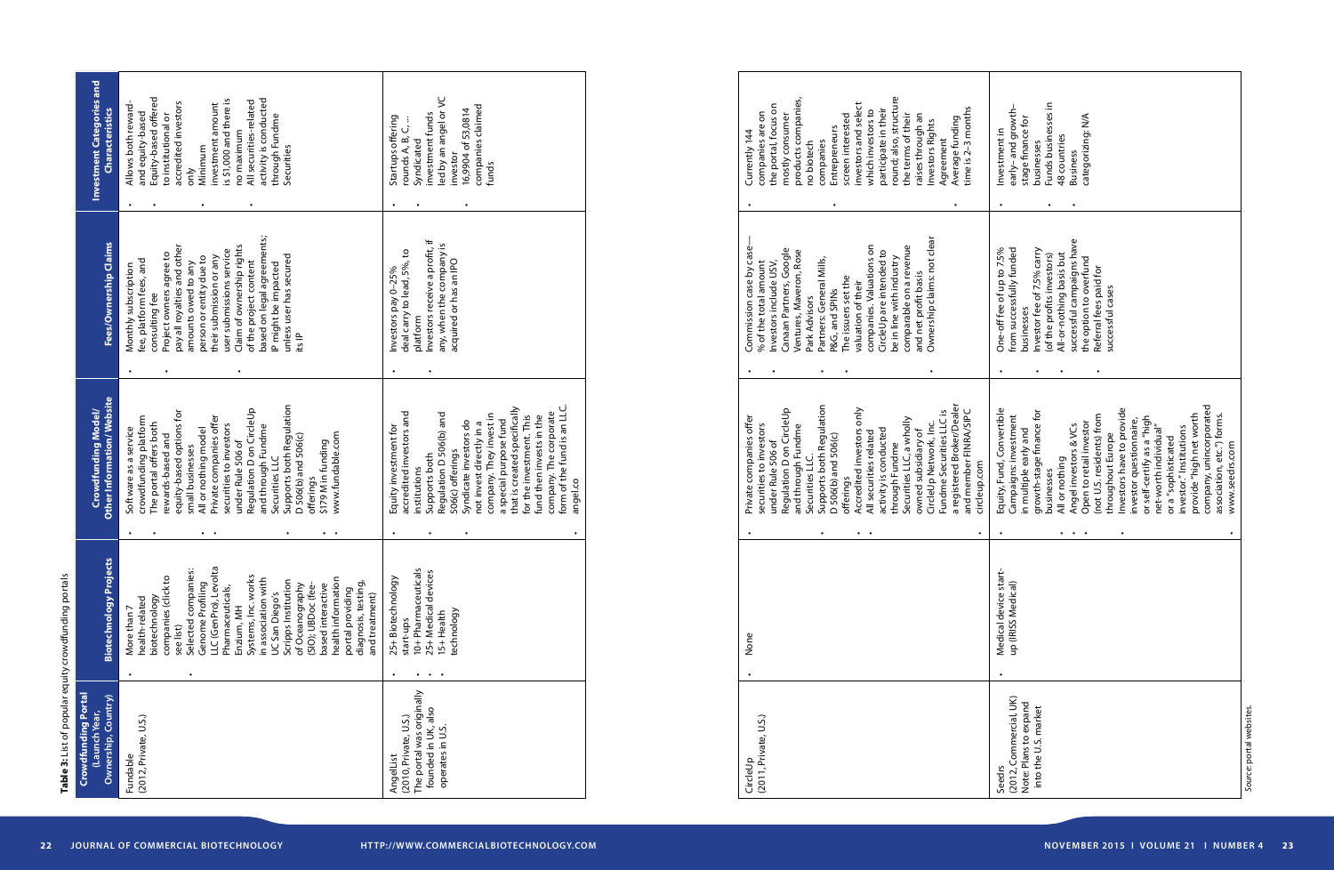**Table 3:** List of popular equity crowdfunding portals

| Crowdfunding Portal (Launch Year, Ownership, Country) | Biotechnology Projects | Crowdfunding Model/ Other Information/ Website | Fees/Ownership Claims | Investment Categories and Characteristics |
|---|---|---|---|---|
| Fundable (2012, Private, U.S.) | • More than 7 health-related biotechnology companies (click to see list)<br>• Selected companies: Genome Profiling LLC (GenPro), Levolta Pharmaceuticals, Enzium, MH Systems, Inc. works in association with UC San Diego's Scripps Institution of Oceanography (SIO); UBDoc (fee-based interactive health information portal providing diagnosis, testing, and treatment) | • Software as a service crowdfunding platform<br>• The portal offers both rewards-based and equity-based options for small businesses<br>• All or nothing model<br>• Private companies offer securities to investors under Rule 506 of Regulation D on CircleUp and through Fundme Securities LLC<br>• Supports both Regulation D 506(b) and 506(c) offerings<br>• $179 M in funding<br>• www.fundable.com | • Monthly subscription fee, platform fees, and consulting fee<br>• Project owners agree to pay all royalties and other amounts owed to any person or entity due to their submission or any user submissions service<br>• Claim of ownership rights of the project content based on legal agreements; IP might be impacted unless user has secured its IP | • Allows both reward- and equity-based<br>• Equity-based offered to institutional or accredited investors only<br>• Minimum investment amount is $1,000 and there is no maximum<br>• All securities-related activity is conducted through Fundme Securities |
| AngelList (2010, Private, U.S.) The portal was originally founded in UK, also operates in U.S. | • 25+ Biotechnology start-ups<br>• 10+ Pharmaceuticals<br>• 25+ Medical devices<br>• 15+ Health technology | • Equity investment for accredited investors and institutions<br>• Supports both Regulation D 506(b) and 506(c) offerings<br>• Syndicate investors do not invest directly in a company. They invest in a special purpose fund that is created specifically for the investment. This fund then invests in the company. The corporate form of the fund is an LLC.<br>• angel.co | • Investors pay 0–25% deal carry to lead, 5%, to platform<br>• Investors receive a profit, if any, when the company is acquired or has an IPO | • Startups offering rounds A, B, C, ...<br>• Syndicated investment funds led by an angel or VC investor<br>• 16,9904 of 53,0814 companies claimed funds |
| CircleUp (2011, Private, U.S.) | • None | • Private companies offer securities to investors under Rule 506 of Regulation D on CircleUp and through Fundme Securities LLC.<br>• Supports both Regulation D 506(b) and 506(c) offerings<br>• Accredited investors only<br>• All securities related activity is conducted through Fundme Securities LLC, a wholly owned subsidiary of CircleUp Network, Inc. Fundme Securities LLC is a registered Broker/Dealer and member FINRA/SIPC<br>• circleup.com | • Commission case by case—% of the total amount<br>• Investors include USV, Canaan Partners, Google Ventures, Maveron, Rose Park Advisors<br>• Partners: General Mills, P&G, and SPINs<br>• The issuers set the valuation of their companies. Valuations on CircleUp are intended to be in line with industry comparable on a revenue and net profit basis<br>• Ownership claims: not clear | • Currently 144 companies are on the portal, focus on mostly consumer products companies, no biotech companies<br>• Entrepreneurs screen interested investors and select which investors to participate in their round; also, structure the terms of their raises through an Investors Rights Agreement<br>• Average funding time is 2–3 months |
| Seedrs (2012, Commercial, UK) Note: Plans to expand into the U.S. market | • Medical device start-up (IRISS Medical) | • Equity, Fund, Convertible Campaigns: investment in multiple early and growth-stage finance for businesses<br>• All or nothing<br>• Angel investors & VCs<br>• Open to retail investor (not U.S. residents) from throughout Europe<br>• Investors have to provide investor questionnaire, or self-certify as a "high net-worth individual" or a "sophisticated investor." Institutions provide "high net worth company, unincorporated association, etc.") forms.<br>• www.seedrs.com | • One-off fee of up to 7.5% from successfully funded businesses<br>• Investor fee of 7.5% carry (of the profits investors)<br>• All-or-nothing basis but successful campaigns have the option to overfund<br>• Referral fees paid for successful cases | • Investment in early- and growth-stage finance for businesses<br>• Funds businesses in 48 countries<br>• Business categorizing: N/A |

*Source:* portal websites.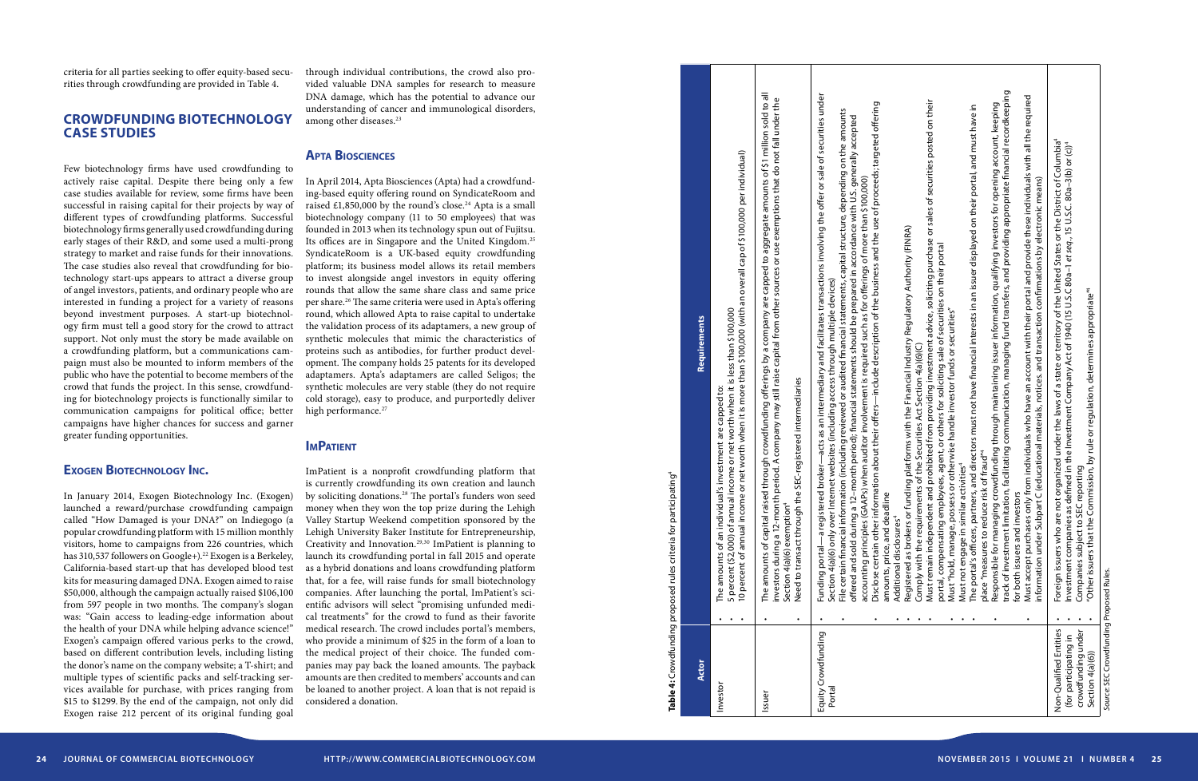criteria for all parties seeking to offer equity-based securities through crowdfunding are provided in Table 4.

## CROWDFUNDING BIOTECHNOLOGY CASE STUDIES

Few biotechnology firms have used crowdfunding to actively raise capital. Despite there being only a few case studies available for review, some firms have been successful in raising capital for their projects by way of different types of crowdfunding platforms. Successful biotechnology firms generally used crowdfunding during early stages of their R&D, and some used a multi-prong strategy to market and raise funds for their innovations. The case studies also reveal that crowdfunding for biotechnology start-ups appears to attract a diverse group of angel investors, patients, and ordinary people who are interested in funding a project for a variety of reasons beyond investment purposes. A start-up biotechnology firm must tell a good story for the crowd to attract support. Not only must the story be made available on a crowdfunding platform, but a communications campaign must also be mounted to inform members of the public who have the potential to become members of the crowd that funds the project. In this sense, crowdfunding for biotechnology projects is functionally similar to communication campaigns for political office; better campaigns have higher chances for success and garner greater funding opportunities.

### Exogen Biotechnology Inc.

In January 2014, Exogen Biotechnology Inc. (Exogen) launched a reward/purchase crowdfunding campaign called "How Damaged is your DNA?" on Indiegogo (a popular crowdfunding platform with 15 million monthly visitors, home to campaigns from 226 countries, which has 310,537 followers on Google+).[22] Exogen is a Berkeley, California-based start-up that has developed blood test kits for measuring damaged DNA. Exogen aimed to raise $50,000, although the campaign actually raised $106,100 from 597 people in two months. The company's slogan was: "Gain access to leading-edge information about the health of your DNA while helping advance science!" Exogen's campaign offered various perks to the crowd, based on different contribution levels, including listing the donor's name on the company website; a T-shirt; and multiple types of scientific packs and self-tracking services available for purchase, with prices ranging from $15 to $1299. By the end of the campaign, not only did Exogen raise 212 percent of its original funding goal through individual contributions, the crowd also provided valuable DNA samples for research to measure DNA damage, which has the potential to advance our understanding of cancer and immunological disorders, among other diseases.[23]

### Apta Biosciences

In April 2014, Apta Biosciences (Apta) had a crowdfunding-based equity offering round on SyndicateRoom and raised £1,850,000 by the round's close.[24] Apta is a small biotechnology company (11 to 50 employees) that was founded in 2013 when its technology spun out of Fujitsu. Its offices are in Singapore and the United Kingdom.[25] SyndicateRoom is a UK-based equity crowdfunding platform; its business model allows its retail members to invest alongside angel investors in equity offering rounds that allow the same share class and same price per share.[26] The same criteria were used in Apta's offering round, which allowed Apta to raise capital to undertake the validation process of its adaptamers, a new group of synthetic molecules that mimic the characteristics of proteins such as antibodies, for further product development. The company holds 25 patents for its developed adaptamers. Apta's adaptamers are called Seligos; the synthetic molecules are very stable (they do not require cold storage), easy to produce, and purportedly deliver high performance.[27]

### ImPatient

ImPatient is a nonprofit crowdfunding platform that is currently crowdfunding its own creation and launch by soliciting donations.[28] The portal's funders won seed money when they won the top prize during the Lehigh Valley Startup Weekend competition sponsored by the Lehigh University Baker Institute for Entrepreneurship, Creativity and Innovation.[29,30] ImPatient is planning to launch its crowdfunding portal in fall 2015 and operate as a hybrid donations and loans crowdfunding platform that, for a fee, will raise funds for small biotechnology companies. After launching the portal, ImPatient's scientific advisors will select "promising unfunded medical treatments" for the crowd to fund as their favorite medical research. The crowd includes portal's members, who provide a minimum of $25 in the form of a loan to the medical project of their choice. The funded companies may pay back the loaned amounts. The payback amounts are then credited to members' accounts and can be loaned to another project. A loan that is not repaid is considered a donation.

**Table 4:** Crowdfunding proposed rules criteria for participating[a]

| Actor | Requirements |
|---|---|
| Investor | • The amounts of an individual's investment are capped to:<br>• 5 percent ($2,000) of annual income or net worth when it is less than $100,000<br>• 10 percent of annual income or net worth when it is more than $100,000 (with an overall cap of $100,000 per individual) |
| Issuer | • The amounts of capital raised through crowdfunding offerings by a company are capped to aggregate amounts of $1 million sold to all investors during a 12-month period. A company may still raise capital from other sources or use exemptions that do not fall under the Section 4(a)(6) exemption[a]<br>• Need to transact through the SEC-registered intermediaries |
| Equity Crowdfunding Portal | • Funding portal—a registered broker—acts as an intermediary and facilitates transactions involving the offer or sale of securities under Section 4(a)(6) only over Internet websites (including access through multiple devices)<br>• File certain financial information (including reviewed or audited financial statements, capital structure, depending on the amounts offered and sold during a 12–month period); financial statements should be prepared in accordance with US. generally accepted accounting principles (GAAPs) when auditor involvement is required such as for offerings of more than $100,000)<br>• Disclose certain other information about their offers—include description of the business and the use of proceeds; targeted offering amounts, price, and deadline<br>• Additional disclosures[a]<br>• Registered as brokers or funding platforms with the Financial Industry Regulatory Authority (FINRA)<br>• Comply with the requirements of the Securities Act Section 4(a)(6)(C)<br>• Must remain independent and prohibited from providing investment advice, soliciting purchase or sales of securities posted on their portal, compensating employees, agent, or others for soliciting sale of securities on their portal<br>• Must "hold, manage, possess or otherwise handle investor funds or securities"<br>• Must not engage in similar activities[a]<br>• The portal's officers, partners, and directors must not have financial interests in an issuer displayed on their portal, and must have in place "measures to reduce risk of fraud"[a]<br>• Responsible for managing crowdfunding through maintaining issuer information, qualifying investors for opening account, keeping track of investment limitation, facilitating communication, managing fund transfers, and providing appropriate financial recordkeeping for both issuers and investors<br>• Must accept purchases only from individuals who have an account with their portal and provide these individuals with all the required information under Subpart C (educational materials, notices. and transaction confirmations by electronic means) |
| Non-Qualified Entities (for participating in crowdfunding under Section 4(a)(6)) | • Foreign issuers who are not organized under the laws of a state or territory of the United States or the District of Columbia[a]<br>• Investment companies as defined in the Investment Company Act of 1940 (15 U.S.C 80a–1 *et seq.*, 15 U.S.C. 80a–3(b) or (c))[a]<br>• Companies subject to SEC reporting<br>• "Other issuers that the Commission, by rule or regulation, determines appropriate"[a] |

*Source* SEC Crowdfunding Proposed Rules.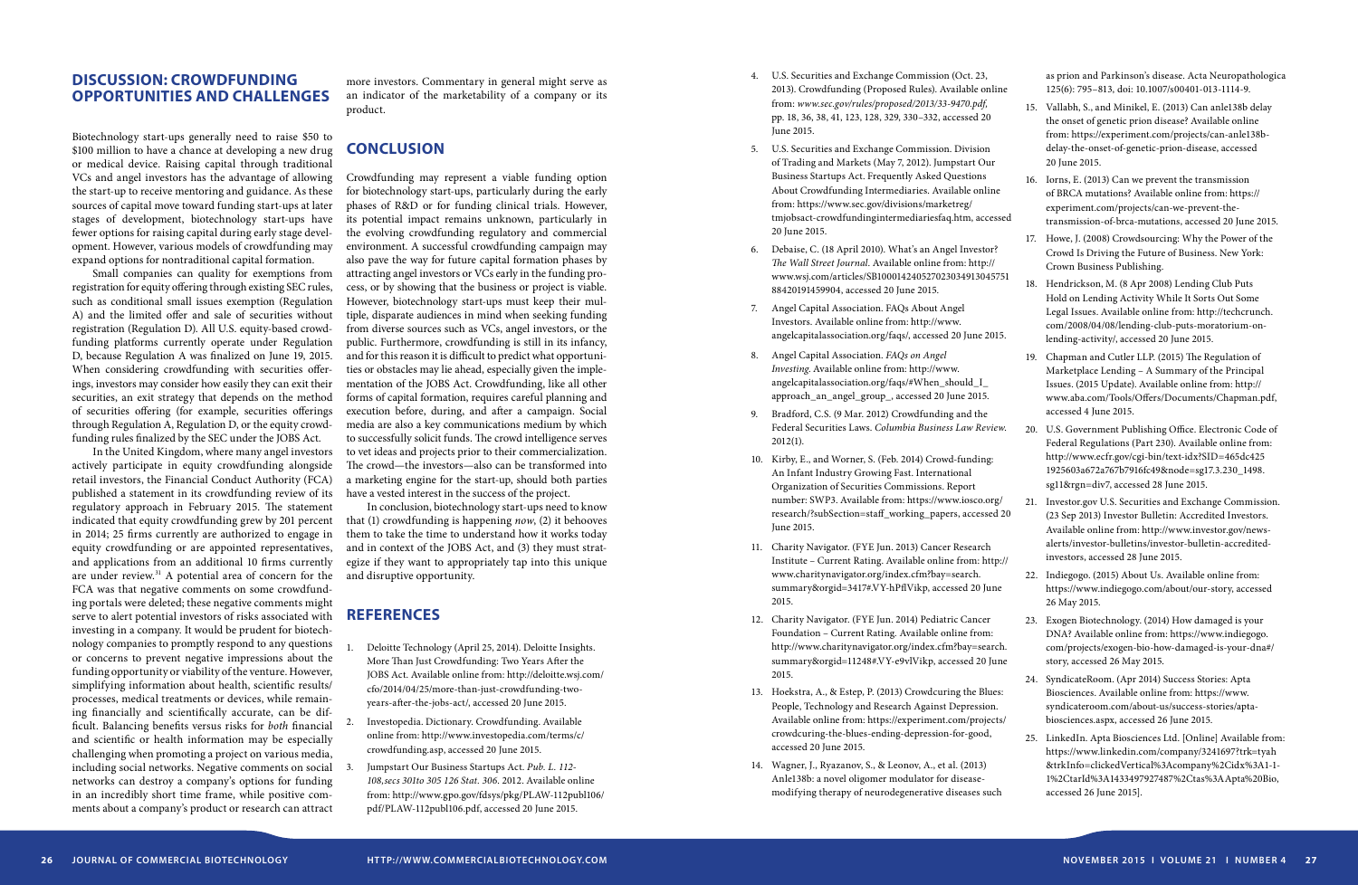## DISCUSSION: CROWDFUNDING OPPORTUNITIES AND CHALLENGES

Biotechnology start-ups generally need to raise $50 to $100 million to have a chance at developing a new drug or medical device. Raising capital through traditional VCs and angel investors has the advantage of allowing the start-up to receive mentoring and guidance. As these sources of capital move toward funding start-ups at later stages of development, biotechnology start-ups have fewer options for raising capital during early stage development. However, various models of crowdfunding may expand options for nontraditional capital formation.

Small companies can quality for exemptions from registration for equity offering through existing SEC rules, such as conditional small issues exemption (Regulation A) and the limited offer and sale of securities without registration (Regulation D). All U.S. equity-based crowdfunding platforms currently operate under Regulation D, because Regulation A was finalized on June 19, 2015. When considering crowdfunding with securities offerings, investors may consider how easily they can exit their securities, an exit strategy that depends on the method of securities offering (for example, securities offerings through Regulation A, Regulation D, or the equity crowdfunding rules finalized by the SEC under the JOBS Act.

In the United Kingdom, where many angel investors actively participate in equity crowdfunding alongside retail investors, the Financial Conduct Authority (FCA) published a statement in its crowdfunding review of its regulatory approach in February 2015. The statement indicated that equity crowdfunding grew by 201 percent in 2014; 25 firms currently are authorized to engage in equity crowdfunding or are appointed representatives, and applications from an additional 10 firms currently are under review.[31] A potential area of concern for the FCA was that negative comments on some crowdfunding portals were deleted; these negative comments might serve to alert potential investors of risks associated with investing in a company. It would be prudent for biotechnology companies to promptly respond to any questions or concerns to prevent negative impressions about the funding opportunity or viability of the venture. However, simplifying information about health, scientific results/processes, medical treatments or devices, while remaining financially and scientifically accurate, can be difficult. Balancing benefits versus risks for *both* financial and scientific or health information may be especially challenging when promoting a project on various media, including social networks. Negative comments on social networks can destroy a company's options for funding in an incredibly short time frame, while positive comments about a company's product or research can attract more investors. Commentary in general might serve as an indicator of the marketability of a company or its product.

## CONCLUSION

Crowdfunding may represent a viable funding option for biotechnology start-ups, particularly during the early phases of R&D or for funding clinical trials. However, its potential impact remains unknown, particularly in the evolving crowdfunding regulatory and commercial environment. A successful crowdfunding campaign may also pave the way for future capital formation phases by attracting angel investors or VCs early in the funding process, or by showing that the business or project is viable. However, biotechnology start-ups must keep their multiple, disparate audiences in mind when seeking funding from diverse sources such as VCs, angel investors, or the public. Furthermore, crowdfunding is still in its infancy, and for this reason it is difficult to predict what opportunities or obstacles may lie ahead, especially given the implementation of the JOBS Act. Crowdfunding, like all other forms of capital formation, requires careful planning and execution before, during, and after a campaign. Social media are also a key communications medium by which to successfully solicit funds. The crowd intelligence serves to vet ideas and projects prior to their commercialization. The crowd—the investors—also can be transformed into a marketing engine for the start-up, should both parties have a vested interest in the success of the project.

In conclusion, biotechnology start-ups need to know that (1) crowdfunding is happening *now*, (2) it behooves them to take the time to understand how it works today and in context of the JOBS Act, and (3) they must strategize if they want to appropriately tap into this unique and disruptive opportunity.

## REFERENCES

1. Deloitte Technology (April 25, 2014). Deloitte Insights. More Than Just Crowdfunding: Two Years After the JOBS Act. Available online from: http://deloitte.wsj.com/cfo/2014/04/25/more-than-just-crowdfunding-two-years-after-the-jobs-act/, accessed 20 June 2015.
2. Investopedia. Dictionary. Crowdfunding. Available online from: http://www.investopedia.com/terms/c/crowdfunding.asp, accessed 20 June 2015.
3. Jumpstart Our Business Startups Act. *Pub. L. 112-108,secs 301to 305 126 Stat. 306*. 2012. Available online from: http://www.gpo.gov/fdsys/pkg/PLAW-112publ106/pdf/PLAW-112publ106.pdf, accessed 20 June 2015.
4. U.S. Securities and Exchange Commission (Oct. 23, 2013). Crowdfunding (Proposed Rules). Available online from: *www.sec.gov/rules/proposed/2013/33-9470.pdf*, pp. 18, 36, 38, 41, 123, 128, 329, 330–332, accessed 20 June 2015.
5. U.S. Securities and Exchange Commission. Division of Trading and Markets (May 7, 2012). Jumpstart Our Business Startups Act. Frequently Asked Questions About Crowdfunding Intermediaries. Available online from: https://www.sec.gov/divisions/marketreg/tmjobsact-crowdfundingintermediariesfaq.htm, accessed 20 June 2015.
6. Debaise, C. (18 April 2010). What's an Angel Investor? *The Wall Street Journal*. Available online from: http://www.wsj.com/articles/SB10001424052702304913045751 88420191459904, accessed 20 June 2015.
7. Angel Capital Association. FAQs About Angel Investors. Available online from: http://www.angelcapitalassociation.org/faqs/, accessed 20 June 2015.
8. Angel Capital Association. *FAQs on Angel Investing*. Available online from: http://www.angelcapitalassociation.org/faqs/#When_should_I_approach_an_angel_group_, accessed 20 June 2015.
9. Bradford, C.S. (9 Mar. 2012) Crowdfunding and the Federal Securities Laws. *Columbia Business Law Review*. 2012(1).
10. Kirby, E., and Worner, S. (Feb. 2014) Crowd-funding: An Infant Industry Growing Fast. International Organization of Securities Commissions. Report number: SWP3. Available from: https://www.iosco.org/research/?subSection=staff_working_papers, accessed 20 June 2015.
11. Charity Navigator. (FYE Jun. 2013) Cancer Research Institute – Current Rating. Available online from: http://www.charitynavigator.org/index.cfm?bay=search.summary&orgid=3417#.VY-hPflVikp, accessed 20 June 2015.
12. Charity Navigator. (FYE Jun. 2014) Pediatric Cancer Foundation – Current Rating. Available online from: http://www.charitynavigator.org/index.cfm?bay=search.summary&orgid=11248#.VY-e9vIVikp, accessed 20 June 2015.
13. Hoekstra, A., & Estep, P. (2013) Crowdcuring the Blues: People, Technology and Research Against Depression. Available online from: https://experiment.com/projects/crowdcuring-the-blues-ending-depression-for-good, accessed 20 June 2015.
14. Wagner, J., Ryazanov, S., & Leonov, A., et al. (2013) Anle138b: a novel oligomer modulator for disease-modifying therapy of neurodegenerative diseases such as prion and Parkinson's disease. Acta Neuropathologica 125(6): 795–813, doi: 10.1007/s00401-013-1114-9.
15. Vallabh, S., and Minikel, E. (2013) Can anle138b delay the onset of genetic prion disease? Available online from: https://experiment.com/projects/can-anle138b-delay-the-onset-of-genetic-prion-disease, accessed 20 June 2015.
16. Iorns, E. (2013) Can we prevent the transmission of BRCA mutations? Available online from: https://experiment.com/projects/can-we-prevent-the-transmission-of-brca-mutations, accessed 20 June 2015.
17. Howe, J. (2008) Crowdsourcing: Why the Power of the Crowd Is Driving the Future of Business. New York: Crown Business Publishing.
18. Hendrickson, M. (8 Apr 2008) Lending Club Puts Hold on Lending Activity While It Sorts Out Some Legal Issues. Available online from: http://techcrunch.com/2008/04/08/lending-club-puts-moratorium-on-lending-activity/, accessed 20 June 2015.
19. Chapman and Cutler LLP. (2015) The Regulation of Marketplace Lending – A Summary of the Principal Issues. (2015 Update). Available online from: http://www.aba.com/Tools/Offers/Documents/Chapman.pdf, accessed 4 June 2015.
20. U.S. Government Publishing Office. Electronic Code of Federal Regulations (Part 230). Available online from: http://www.ecfr.gov/cgi-bin/text-idx?SID=465dc425 1925603a672a767b7916fc49&node=sg17.3.230_1498.sg11&rgn=div7, accessed 28 June 2015.
21. Investor.gov U.S. Securities and Exchange Commission. (23 Sep 2013) Investor Bulletin: Accredited Investors. Available online from: http://www.investor.gov/news-alerts/investor-bulletins/investor-bulletin-accredited-investors, accessed 28 June 2015.
22. Indiegogo. (2015) About Us. Available online from: https://www.indiegogo.com/about/our-story, accessed 26 May 2015.
23. Exogen Biotechnology. (2014) How damaged is your DNA? Available online from: https://www.indiegogo.com/projects/exogen-bio-how-damaged-is-your-dna#/story, accessed 26 May 2015.
24. SyndicateRoom. (Apr 2014) Success Stories: Apta Biosciences. Available online from: https://www.syndicateroom.com/about-us/success-stories/apta-biosciences.aspx, accessed 26 June 2015.
25. LinkedIn. Apta Biosciences Ltd. [Online] Available from: https://www.linkedin.com/company/3241697?trk=tyah&trkInfo=clickedVertical%3Acompany%2Cidx%3A1-1-1%2CtarId%3A1433497927487%2Ctas%3AApta%20Bio, accessed 26 June 2015].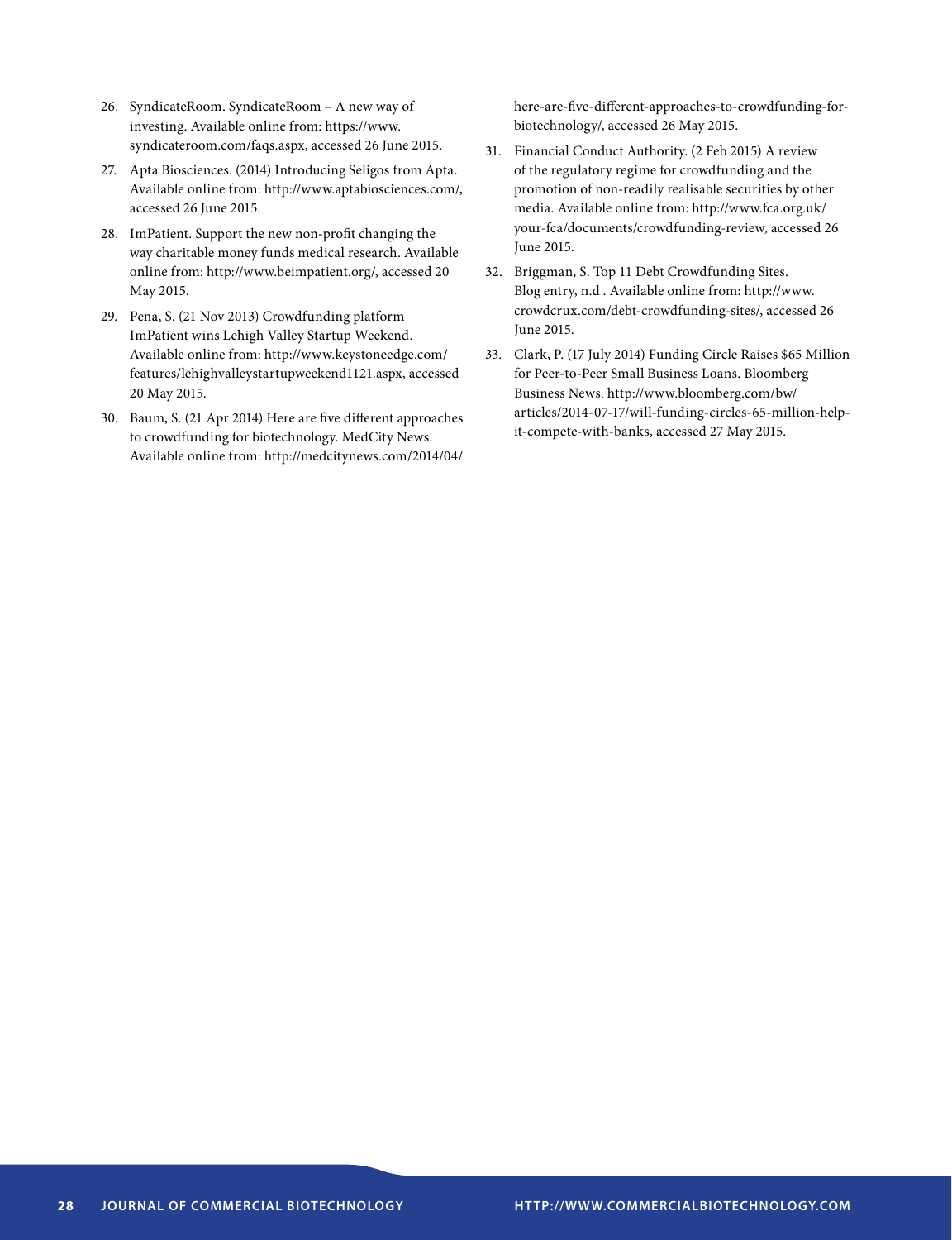26. SyndicateRoom. SyndicateRoom – A new way of investing. Available online from: https://www.syndicateroom.com/faqs.aspx, accessed 26 June 2015.

27. Apta Biosciences. (2014) Introducing Seligos from Apta. Available online from: http://www.aptabiosciences.com/, accessed 26 June 2015.

28. ImPatient. Support the new non-profit changing the way charitable money funds medical research. Available online from: http://www.beimpatient.org/, accessed 20 May 2015.

29. Pena, S. (21 Nov 2013) Crowdfunding platform ImPatient wins Lehigh Valley Startup Weekend. Available online from: http://www.keystoneedge.com/features/lehighvalleystartupweekend1121.aspx, accessed 20 May 2015.

30. Baum, S. (21 Apr 2014) Here are five different approaches to crowdfunding for biotechnology. MedCity News. Available online from: http://medcitynews.com/2014/04/here-are-five-different-approaches-to-crowdfunding-for-biotechnology/, accessed 26 May 2015.

31. Financial Conduct Authority. (2 Feb 2015) A review of the regulatory regime for crowdfunding and the promotion of non-readily realisable securities by other media. Available online from: http://www.fca.org.uk/your-fca/documents/crowdfunding-review, accessed 26 June 2015.

32. Briggman, S. Top 11 Debt Crowdfunding Sites. Blog entry, n.d . Available online from: http://www.crowdcrux.com/debt-crowdfunding-sites/, accessed 26 June 2015.

33. Clark, P. (17 July 2014) Funding Circle Raises $65 Million for Peer-to-Peer Small Business Loans. Bloomberg Business News. http://www.bloomberg.com/bw/articles/2014-07-17/will-funding-circles-65-million-help-it-compete-with-banks, accessed 27 May 2015.